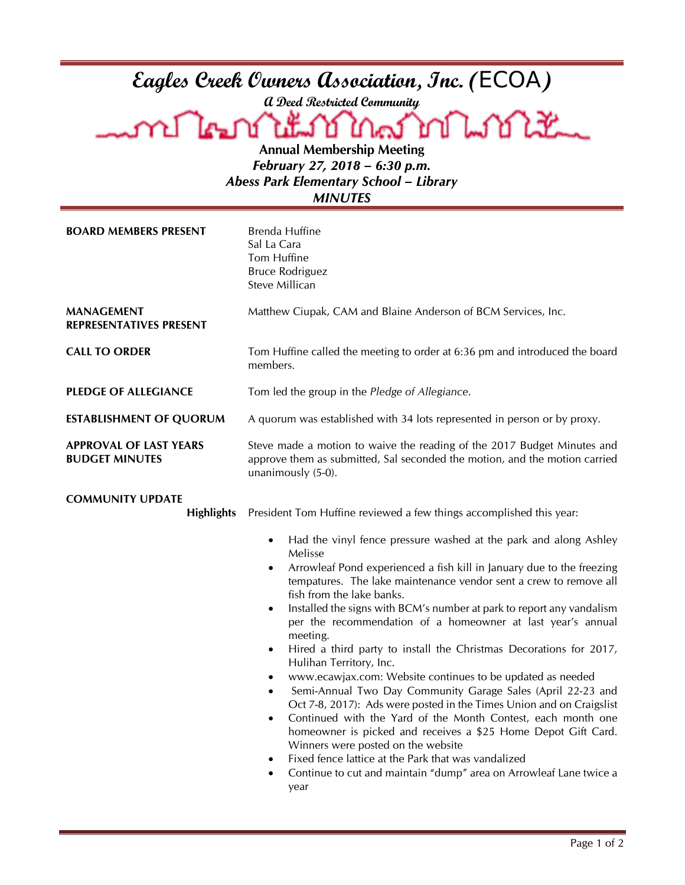# Eagles Creek Owners Association, Inc. (ECOA)

**A Deed Restricted Community**

**Annual Membership Meeting**

***February 27, 2018 – 6:30 p.m.***

***Abess Park Elementary School – Library***

***MINUTES***

**BOARD MEMBERS PRESENT**

Brenda Huffine
Sal La Cara
Tom Huffine
Bruce Rodriguez
Steve Millican

**MANAGEMENT REPRESENTATIVES PRESENT**

Matthew Ciupak, CAM and Blaine Anderson of BCM Services, Inc.

**CALL TO ORDER**

Tom Huffine called the meeting to order at 6:36 pm and introduced the board members.

**PLEDGE OF ALLEGIANCE**

Tom led the group in the *Pledge of Allegiance*.

**ESTABLISHMENT OF QUORUM**

A quorum was established with 34 lots represented in person or by proxy.

**APPROVAL OF LAST YEARS BUDGET MINUTES**

Steve made a motion to waive the reading of the 2017 Budget Minutes and approve them as submitted, Sal seconded the motion, and the motion carried unanimously (5-0).

**COMMUNITY UPDATE**

**Highlights** President Tom Huffine reviewed a few things accomplished this year:

- Had the vinyl fence pressure washed at the park and along Ashley Melisse
- Arrowleaf Pond experienced a fish kill in January due to the freezing tempatures. The lake maintenance vendor sent a crew to remove all fish from the lake banks.
- Installed the signs with BCM's number at park to report any vandalism per the recommendation of a homeowner at last year's annual meeting.
- Hired a third party to install the Christmas Decorations for 2017, Hulihan Territory, Inc.
- www.ecawjax.com: Website continues to be updated as needed
- Semi-Annual Two Day Community Garage Sales (April 22-23 and Oct 7-8, 2017): Ads were posted in the Times Union and on Craigslist
- Continued with the Yard of the Month Contest, each month one homeowner is picked and receives a $25 Home Depot Gift Card. Winners were posted on the website
- Fixed fence lattice at the Park that was vandalized
- Continue to cut and maintain "dump" area on Arrowleaf Lane twice a year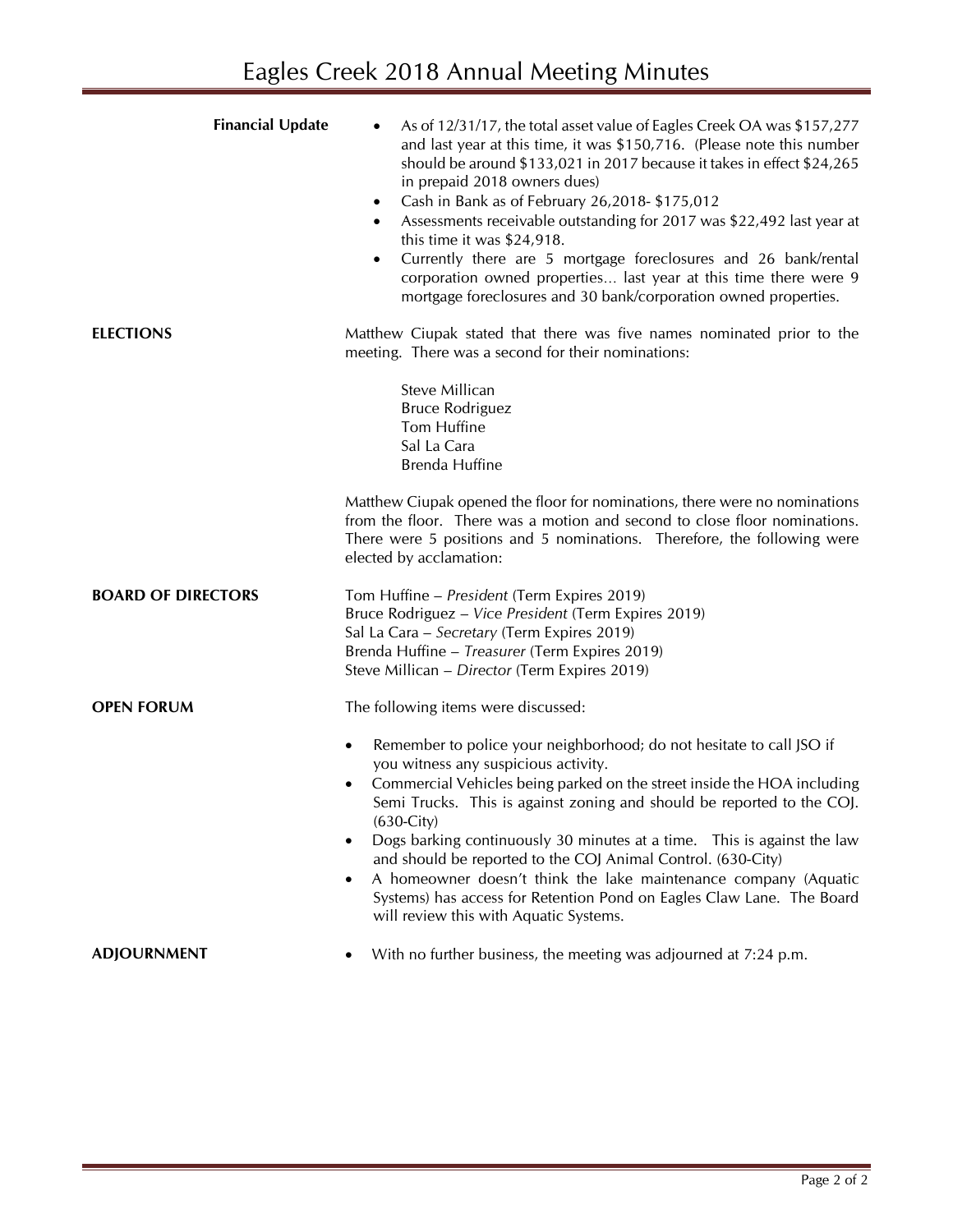**Financial Update**

- As of 12/31/17, the total asset value of Eagles Creek OA was $157,277 and last year at this time, it was $150,716. (Please note this number should be around $133,021 in 2017 because it takes in effect $24,265 in prepaid 2018 owners dues)
- Cash in Bank as of February 26,2018- $175,012
- Assessments receivable outstanding for 2017 was $22,492 last year at this time it was $24,918.
- Currently there are 5 mortgage foreclosures and 26 bank/rental corporation owned properties… last year at this time there were 9 mortgage foreclosures and 30 bank/corporation owned properties.

**ELECTIONS**

Matthew Ciupak stated that there was five names nominated prior to the meeting. There was a second for their nominations:

Steve Millican
Bruce Rodriguez
Tom Huffine
Sal La Cara
Brenda Huffine

Matthew Ciupak opened the floor for nominations, there were no nominations from the floor. There was a motion and second to close floor nominations. There were 5 positions and 5 nominations. Therefore, the following were elected by acclamation:

**BOARD OF DIRECTORS**

Tom Huffine – *President* (Term Expires 2019)
Bruce Rodriguez – *Vice President* (Term Expires 2019)
Sal La Cara – *Secretary* (Term Expires 2019)
Brenda Huffine – *Treasurer* (Term Expires 2019)
Steve Millican – *Director* (Term Expires 2019)

**OPEN FORUM**

The following items were discussed:

- Remember to police your neighborhood; do not hesitate to call JSO if you witness any suspicious activity.
- Commercial Vehicles being parked on the street inside the HOA including Semi Trucks. This is against zoning and should be reported to the COJ. (630-City)
- Dogs barking continuously 30 minutes at a time. This is against the law and should be reported to the COJ Animal Control. (630-City)
- A homeowner doesn't think the lake maintenance company (Aquatic Systems) has access for Retention Pond on Eagles Claw Lane. The Board will review this with Aquatic Systems.

**ADJOURNMENT**

- With no further business, the meeting was adjourned at 7:24 p.m.